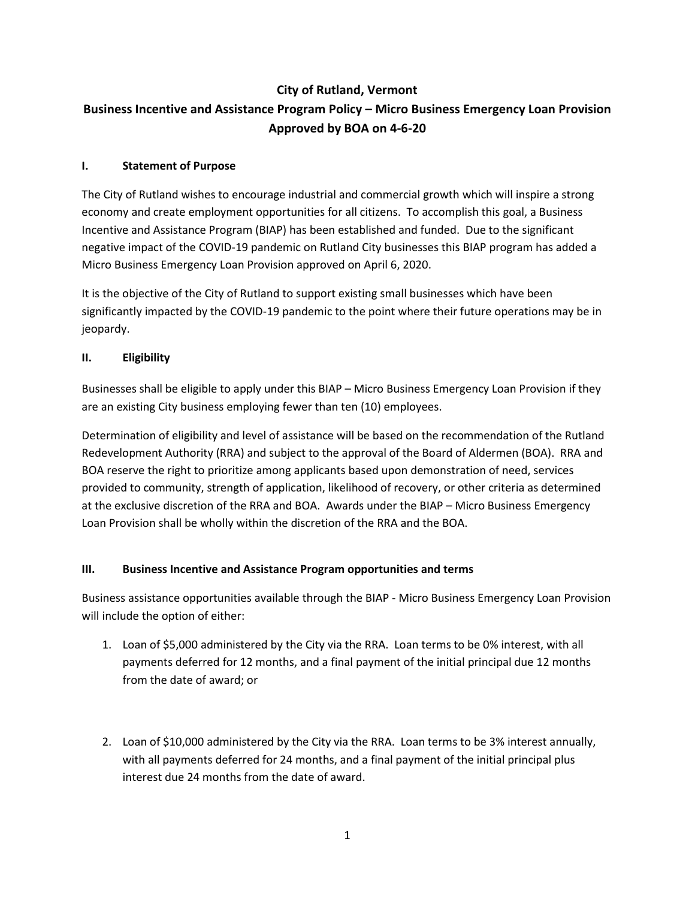# City of Rutland, Vermont

## Business Incentive and Assistance Program Policy – Micro Business Emergency Loan Provision

## Approved by BOA on 4-6-20

### I. Statement of Purpose

The City of Rutland wishes to encourage industrial and commercial growth which will inspire a strong economy and create employment opportunities for all citizens. To accomplish this goal, a Business Incentive and Assistance Program (BIAP) has been established and funded. Due to the significant negative impact of the COVID-19 pandemic on Rutland City businesses this BIAP program has added a Micro Business Emergency Loan Provision approved on April 6, 2020.

It is the objective of the City of Rutland to support existing small businesses which have been significantly impacted by the COVID-19 pandemic to the point where their future operations may be in jeopardy.

### II. Eligibility

Businesses shall be eligible to apply under this BIAP – Micro Business Emergency Loan Provision if they are an existing City business employing fewer than ten (10) employees.

Determination of eligibility and level of assistance will be based on the recommendation of the Rutland Redevelopment Authority (RRA) and subject to the approval of the Board of Aldermen (BOA). RRA and BOA reserve the right to prioritize among applicants based upon demonstration of need, services provided to community, strength of application, likelihood of recovery, or other criteria as determined at the exclusive discretion of the RRA and BOA. Awards under the BIAP – Micro Business Emergency Loan Provision shall be wholly within the discretion of the RRA and the BOA.

### III. Business Incentive and Assistance Program opportunities and terms

Business assistance opportunities available through the BIAP - Micro Business Emergency Loan Provision will include the option of either:

1. Loan of $5,000 administered by the City via the RRA. Loan terms to be 0% interest, with all payments deferred for 12 months, and a final payment of the initial principal due 12 months from the date of award; or

2. Loan of $10,000 administered by the City via the RRA. Loan terms to be 3% interest annually, with all payments deferred for 24 months, and a final payment of the initial principal plus interest due 24 months from the date of award.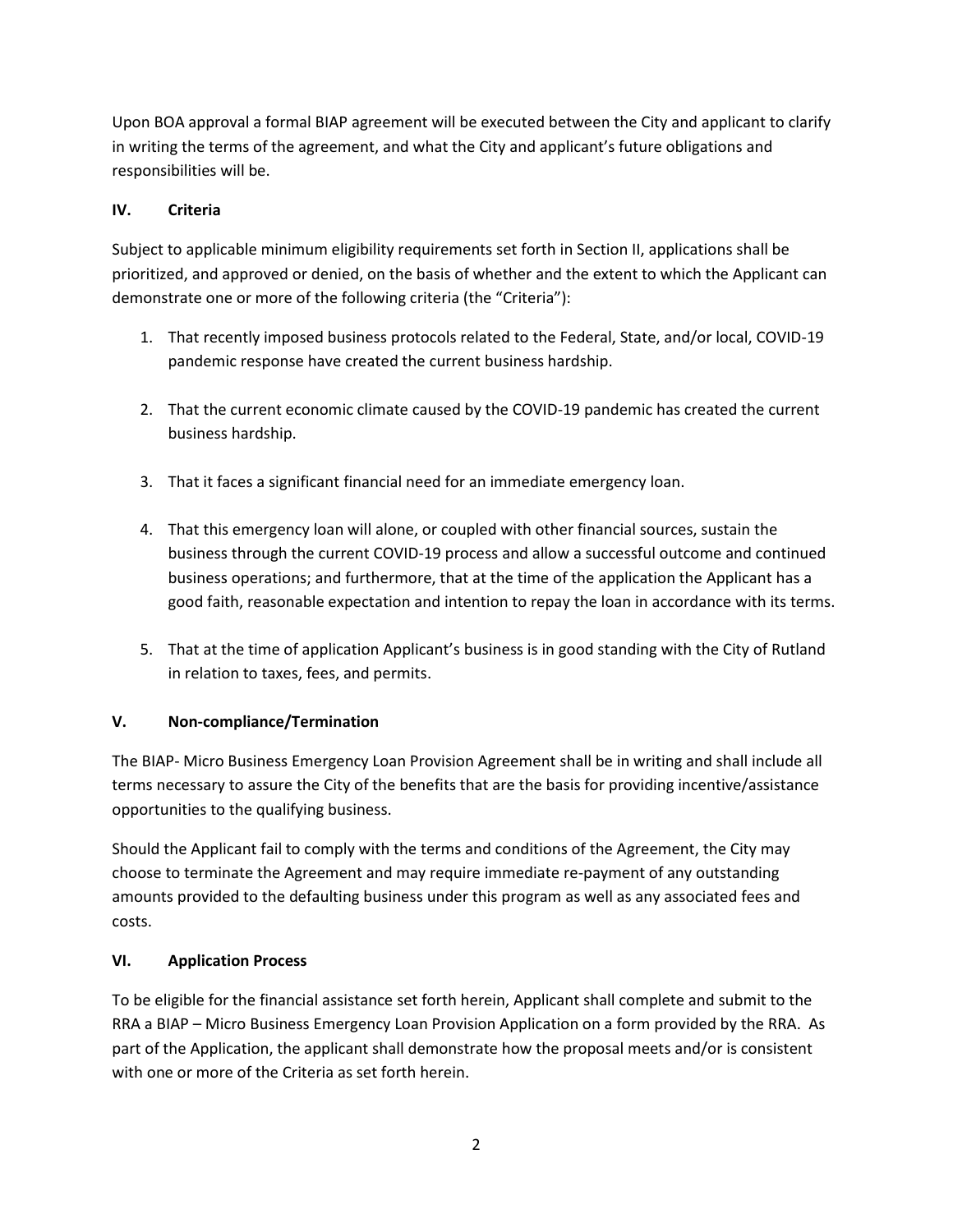Upon BOA approval a formal BIAP agreement will be executed between the City and applicant to clarify in writing the terms of the agreement, and what the City and applicant's future obligations and responsibilities will be.

## IV. Criteria

Subject to applicable minimum eligibility requirements set forth in Section II, applications shall be prioritized, and approved or denied, on the basis of whether and the extent to which the Applicant can demonstrate one or more of the following criteria (the "Criteria"):

1. That recently imposed business protocols related to the Federal, State, and/or local, COVID-19 pandemic response have created the current business hardship.

2. That the current economic climate caused by the COVID-19 pandemic has created the current business hardship.

3. That it faces a significant financial need for an immediate emergency loan.

4. That this emergency loan will alone, or coupled with other financial sources, sustain the business through the current COVID-19 process and allow a successful outcome and continued business operations; and furthermore, that at the time of the application the Applicant has a good faith, reasonable expectation and intention to repay the loan in accordance with its terms.

5. That at the time of application Applicant's business is in good standing with the City of Rutland in relation to taxes, fees, and permits.

## V. Non-compliance/Termination

The BIAP- Micro Business Emergency Loan Provision Agreement shall be in writing and shall include all terms necessary to assure the City of the benefits that are the basis for providing incentive/assistance opportunities to the qualifying business.

Should the Applicant fail to comply with the terms and conditions of the Agreement, the City may choose to terminate the Agreement and may require immediate re-payment of any outstanding amounts provided to the defaulting business under this program as well as any associated fees and costs.

## VI. Application Process

To be eligible for the financial assistance set forth herein, Applicant shall complete and submit to the RRA a BIAP – Micro Business Emergency Loan Provision Application on a form provided by the RRA. As part of the Application, the applicant shall demonstrate how the proposal meets and/or is consistent with one or more of the Criteria as set forth herein.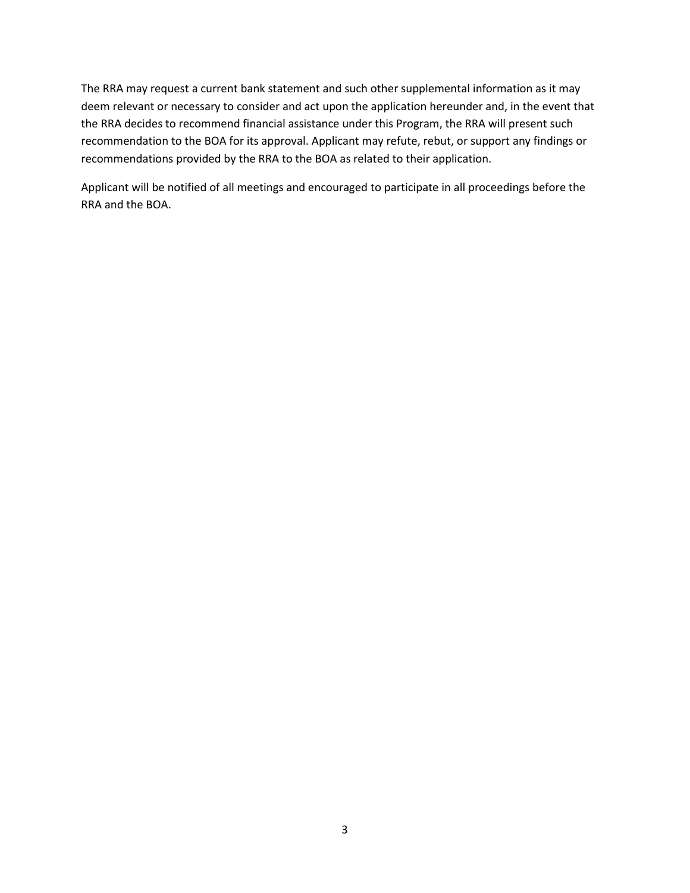The RRA may request a current bank statement and such other supplemental information as it may deem relevant or necessary to consider and act upon the application hereunder and, in the event that the RRA decides to recommend financial assistance under this Program, the RRA will present such recommendation to the BOA for its approval. Applicant may refute, rebut, or support any findings or recommendations provided by the RRA to the BOA as related to their application.

Applicant will be notified of all meetings and encouraged to participate in all proceedings before the RRA and the BOA.